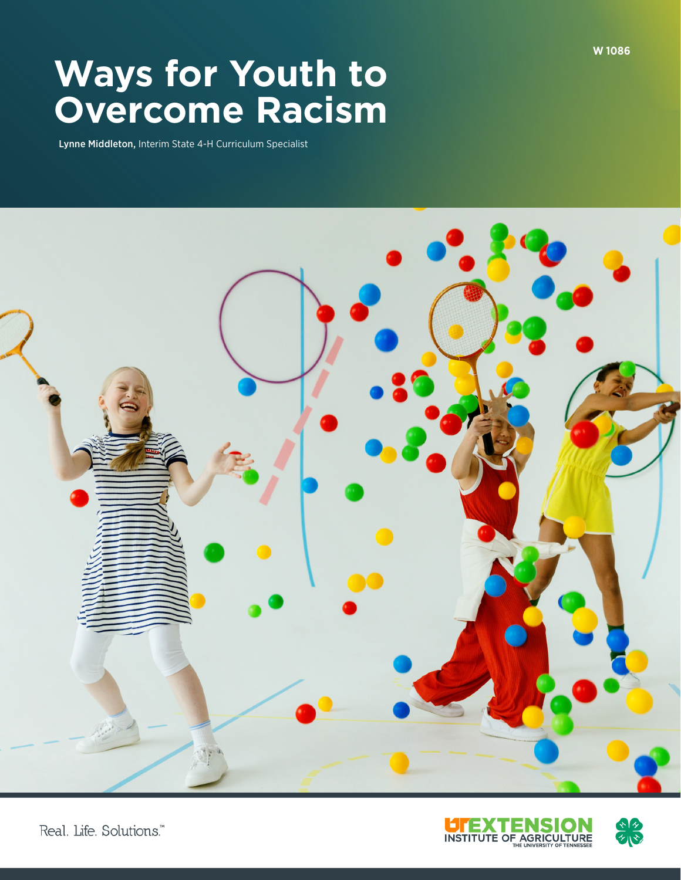W 1086

# Ways for Youth to Overcome Racism

**Lynne Middleton,** Interim State 4-H Curriculum Specialist

Real. Life. Solutions.™

UT EXTENSION INSTITUTE OF AGRICULTURE THE UNIVERSITY OF TENNESSEE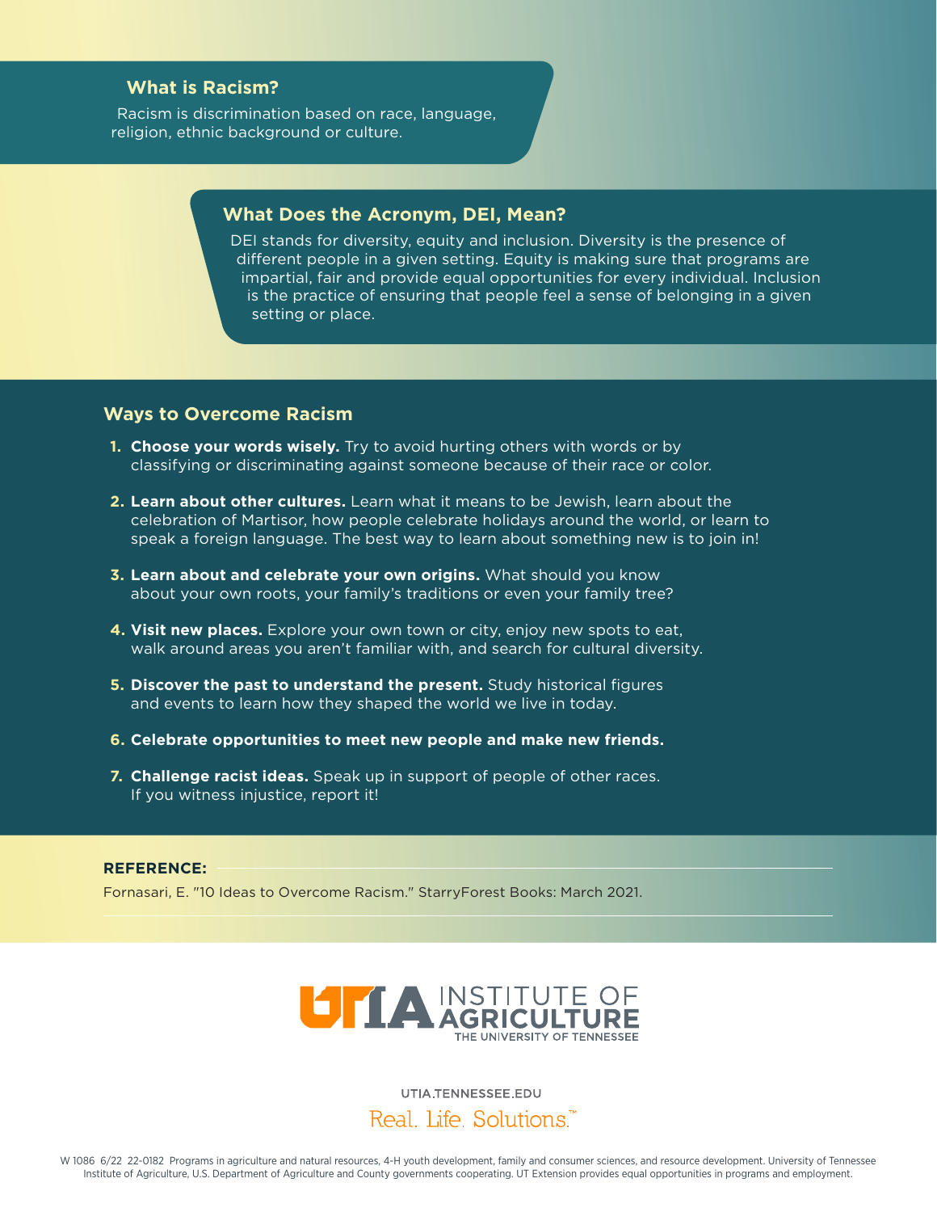## What is Racism?

Racism is discrimination based on race, language, religion, ethnic background or culture.

## What Does the Acronym, DEI, Mean?

DEI stands for diversity, equity and inclusion. Diversity is the presence of different people in a given setting. Equity is making sure that programs are impartial, fair and provide equal opportunities for every individual. Inclusion is the practice of ensuring that people feel a sense of belonging in a given setting or place.

## Ways to Overcome Racism

1. **Choose your words wisely.** Try to avoid hurting others with words or by classifying or discriminating against someone because of their race or color.
2. **Learn about other cultures.** Learn what it means to be Jewish, learn about the celebration of Martisor, how people celebrate holidays around the world, or learn to speak a foreign language. The best way to learn about something new is to join in!
3. **Learn about and celebrate your own origins.** What should you know about your own roots, your family's traditions or even your family tree?
4. **Visit new places.** Explore your own town or city, enjoy new spots to eat, walk around areas you aren't familiar with, and search for cultural diversity.
5. **Discover the past to understand the present.** Study historical figures and events to learn how they shaped the world we live in today.
6. **Celebrate opportunities to meet new people and make new friends.**
7. **Challenge racist ideas.** Speak up in support of people of other races. If you witness injustice, report it!

**REFERENCE:**

Fornasari, E. "10 Ideas to Overcome Racism." StarryForest Books: March 2021.

UTIA INSTITUTE OF AGRICULTURE
THE UNIVERSITY OF TENNESSEE

UTIA.TENNESSEE.EDU

Real. Life. Solutions.™

W 1086 6/22 22-0182 Programs in agriculture and natural resources, 4-H youth development, family and consumer sciences, and resource development. University of Tennessee Institute of Agriculture, U.S. Department of Agriculture and County governments cooperating. UT Extension provides equal opportunities in programs and employment.